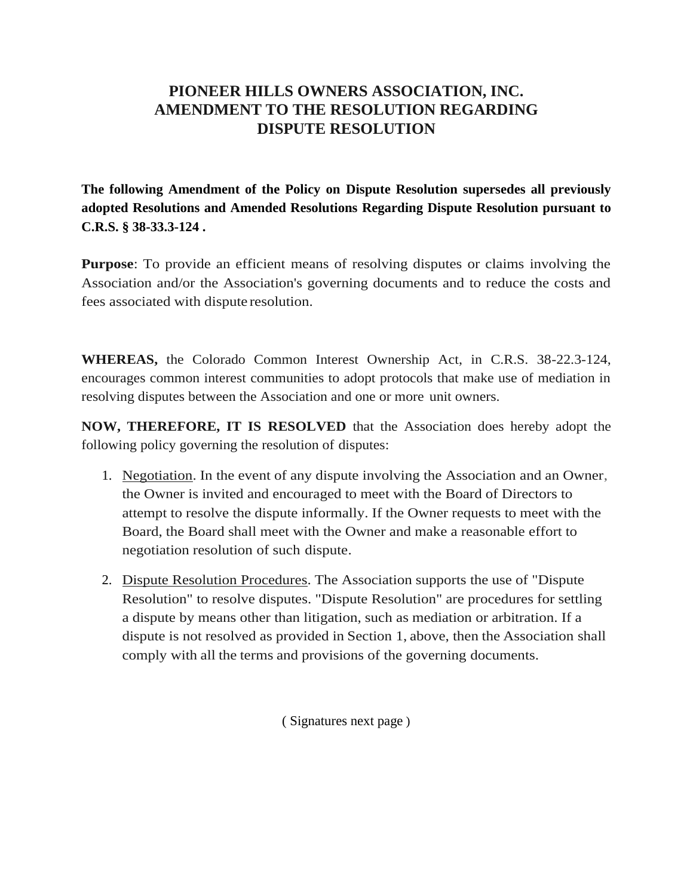# PIONEER HILLS OWNERS ASSOCIATION, INC.
# AMENDMENT TO THE RESOLUTION REGARDING DISPUTE RESOLUTION

**The following Amendment of the Policy on Dispute Resolution supersedes all previously adopted Resolutions and Amended Resolutions Regarding Dispute Resolution pursuant to C.R.S. § 38-33.3-124 .**

**Purpose**: To provide an efficient means of resolving disputes or claims involving the Association and/or the Association's governing documents and to reduce the costs and fees associated with dispute resolution.

**WHEREAS,** the Colorado Common Interest Ownership Act, in C.R.S. 38-22.3-124, encourages common interest communities to adopt protocols that make use of mediation in resolving disputes between the Association and one or more unit owners.

**NOW, THEREFORE, IT IS RESOLVED** that the Association does hereby adopt the following policy governing the resolution of disputes:

1. <u>Negotiation</u>. In the event of any dispute involving the Association and an Owner, the Owner is invited and encouraged to meet with the Board of Directors to attempt to resolve the dispute informally. If the Owner requests to meet with the Board, the Board shall meet with the Owner and make a reasonable effort to negotiation resolution of such dispute.
2. <u>Dispute Resolution Procedures</u>. The Association supports the use of "Dispute Resolution" to resolve disputes. "Dispute Resolution" are procedures for settling a dispute by means other than litigation, such as mediation or arbitration. If a dispute is not resolved as provided in Section 1, above, then the Association shall comply with all the terms and provisions of the governing documents.

( Signatures next page )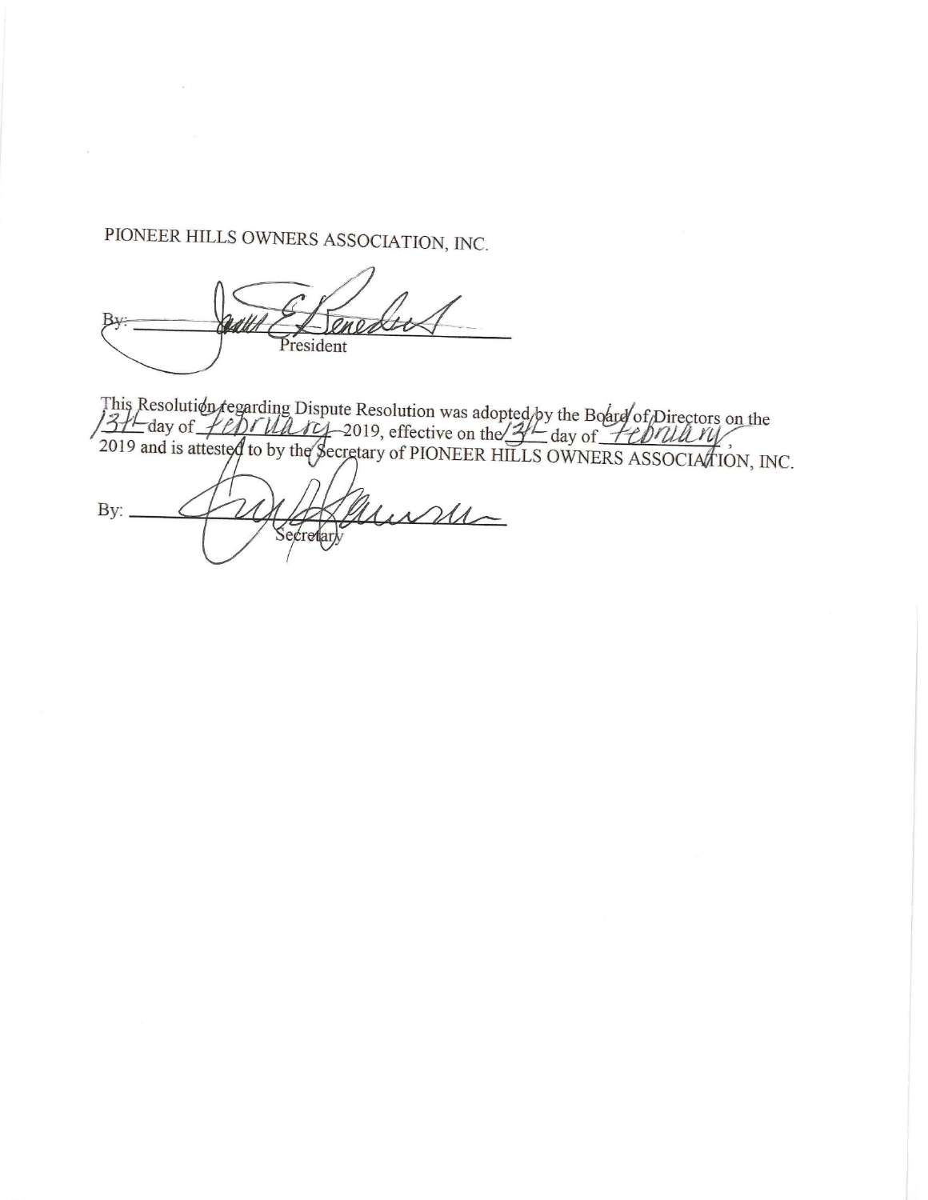PIONEER HILLS OWNERS ASSOCIATION, INC.

By: ______________________________
President

This Resolution regarding Dispute Resolution was adopted by the Board of Directors on the 13th day of February 2019, effective on the 13th day of February, 2019 and is attested to by the Secretary of PIONEER HILLS OWNERS ASSOCIATION, INC.

By: ______________________________
Secretary